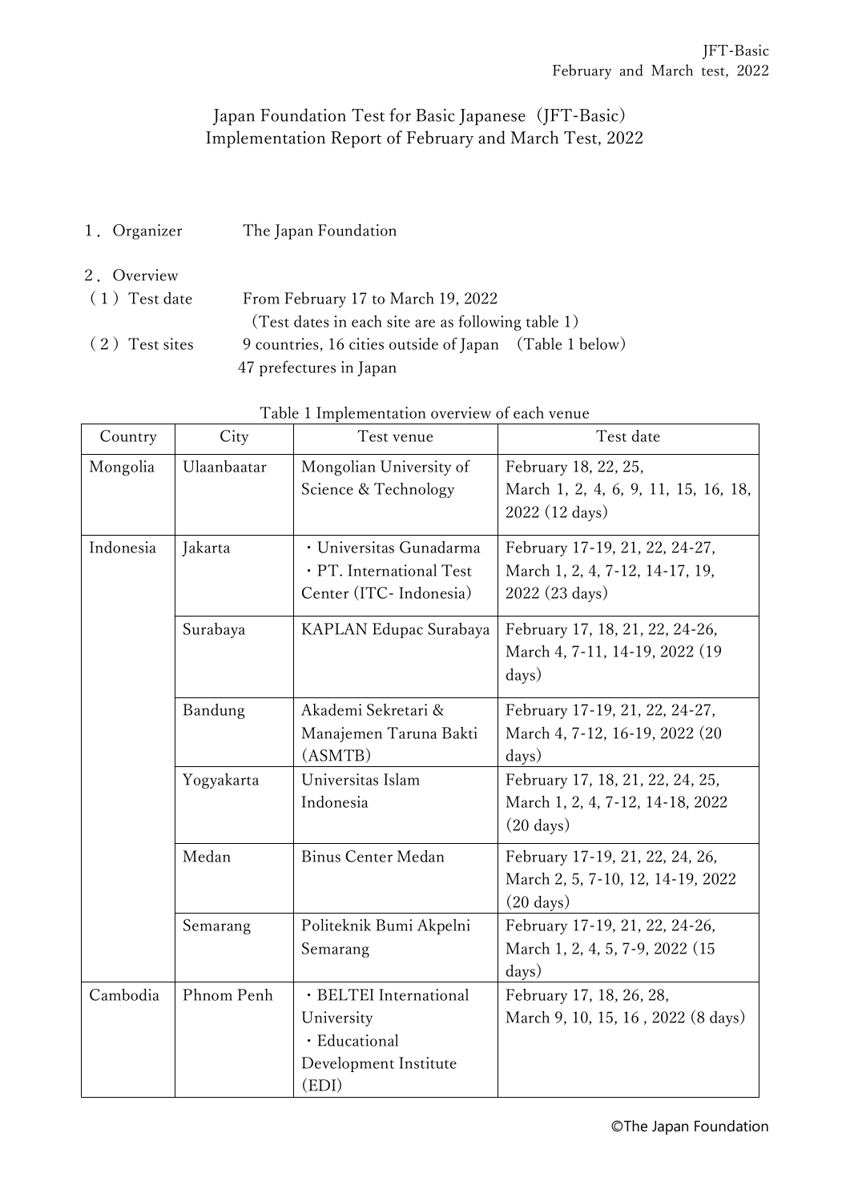# Japan Foundation Test for Basic Japanese（JFT-Basic） Implementation Report of February and March Test, 2022

1．Organizer　　The Japan Foundation

2．Overview

（1）Test date　　From February 17 to March 19, 2022
（Test dates in each site are as following table 1）

（2）Test sites　　9 countries, 16 cities outside of Japan　(Table 1 below)
47 prefectures in Japan

Table 1 Implementation overview of each venue

| Country | City | Test venue | Test date |
|---|---|---|---|
| Mongolia | Ulaanbaatar | Mongolian University of Science & Technology | February 18, 22, 25, March 1, 2, 4, 6, 9, 11, 15, 16, 18, 2022 (12 days) |
| Indonesia | Jakarta | ・Universitas Gunadarma ・PT. International Test Center (ITC- Indonesia) | February 17-19, 21, 22, 24-27, March 1, 2, 4, 7-12, 14-17, 19, 2022 (23 days) |
| | Surabaya | KAPLAN Edupac Surabaya | February 17, 18, 21, 22, 24-26, March 4, 7-11, 14-19, 2022 (19 days) |
| | Bandung | Akademi Sekretari & Manajemen Taruna Bakti (ASMTB) | February 17-19, 21, 22, 24-27, March 4, 7-12, 16-19, 2022 (20 days) |
| | Yogyakarta | Universitas Islam Indonesia | February 17, 18, 21, 22, 24, 25, March 1, 2, 4, 7-12, 14-18, 2022 (20 days) |
| | Medan | Binus Center Medan | February 17-19, 21, 22, 24, 26, March 2, 5, 7-10, 12, 14-19, 2022 (20 days) |
| | Semarang | Politeknik Bumi Akpelni Semarang | February 17-19, 21, 22, 24-26, March 1, 2, 4, 5, 7-9, 2022 (15 days) |
| Cambodia | Phnom Penh | ・BELTEI International University ・Educational Development Institute (EDI) | February 17, 18, 26, 28, March 9, 10, 15, 16 , 2022 (8 days) |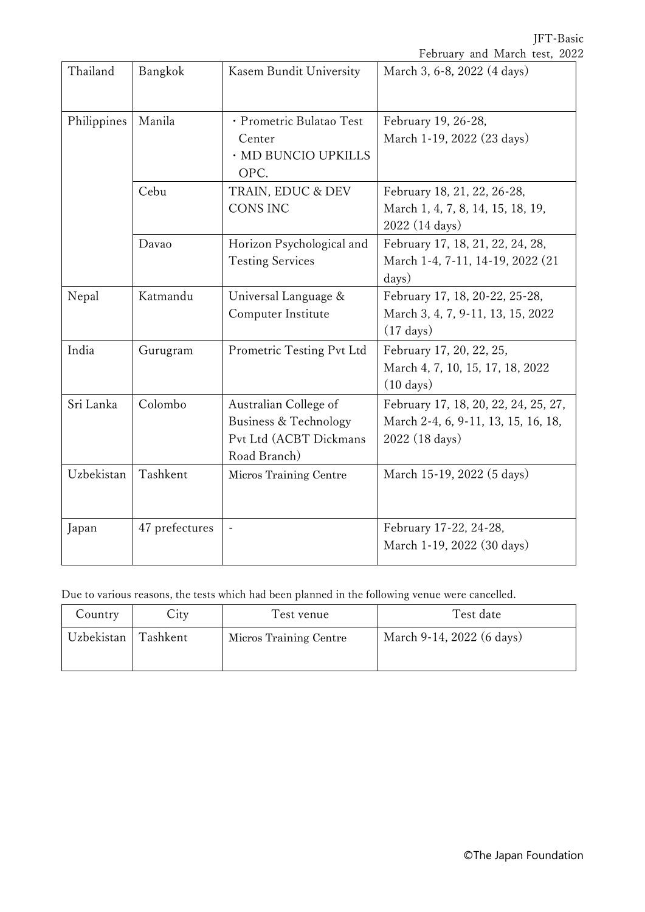| Thailand | Bangkok | Kasem Bundit University | March 3, 6-8, 2022 (4 days) |
|---|---|---|---|
| Philippines | Manila | ・Prometric Bulatao Test Center ・MD BUNCIO UPKILLS OPC. | February 19, 26-28, March 1-19, 2022 (23 days) |
| | Cebu | TRAIN, EDUC & DEV CONS INC | February 18, 21, 22, 26-28, March 1, 4, 7, 8, 14, 15, 18, 19, 2022 (14 days) |
| | Davao | Horizon Psychological and Testing Services | February 17, 18, 21, 22, 24, 28, March 1-4, 7-11, 14-19, 2022 (21 days) |
| Nepal | Katmandu | Universal Language & Computer Institute | February 17, 18, 20-22, 25-28, March 3, 4, 7, 9-11, 13, 15, 2022 (17 days) |
| India | Gurugram | Prometric Testing Pvt Ltd | February 17, 20, 22, 25, March 4, 7, 10, 15, 17, 18, 2022 (10 days) |
| Sri Lanka | Colombo | Australian College of Business & Technology Pvt Ltd (ACBT Dickmans Road Branch) | February 17, 18, 20, 22, 24, 25, 27, March 2-4, 6, 9-11, 13, 15, 16, 18, 2022 (18 days) |
| Uzbekistan | Tashkent | Micros Training Centre | March 15-19, 2022 (5 days) |
| Japan | 47 prefectures | - | February 17-22, 24-28, March 1-19, 2022 (30 days) |

Due to various reasons, the tests which had been planned in the following venue were cancelled.

| Country | City | Test venue | Test date |
|---|---|---|---|
| Uzbekistan | Tashkent | Micros Training Centre | March 9-14, 2022 (6 days) |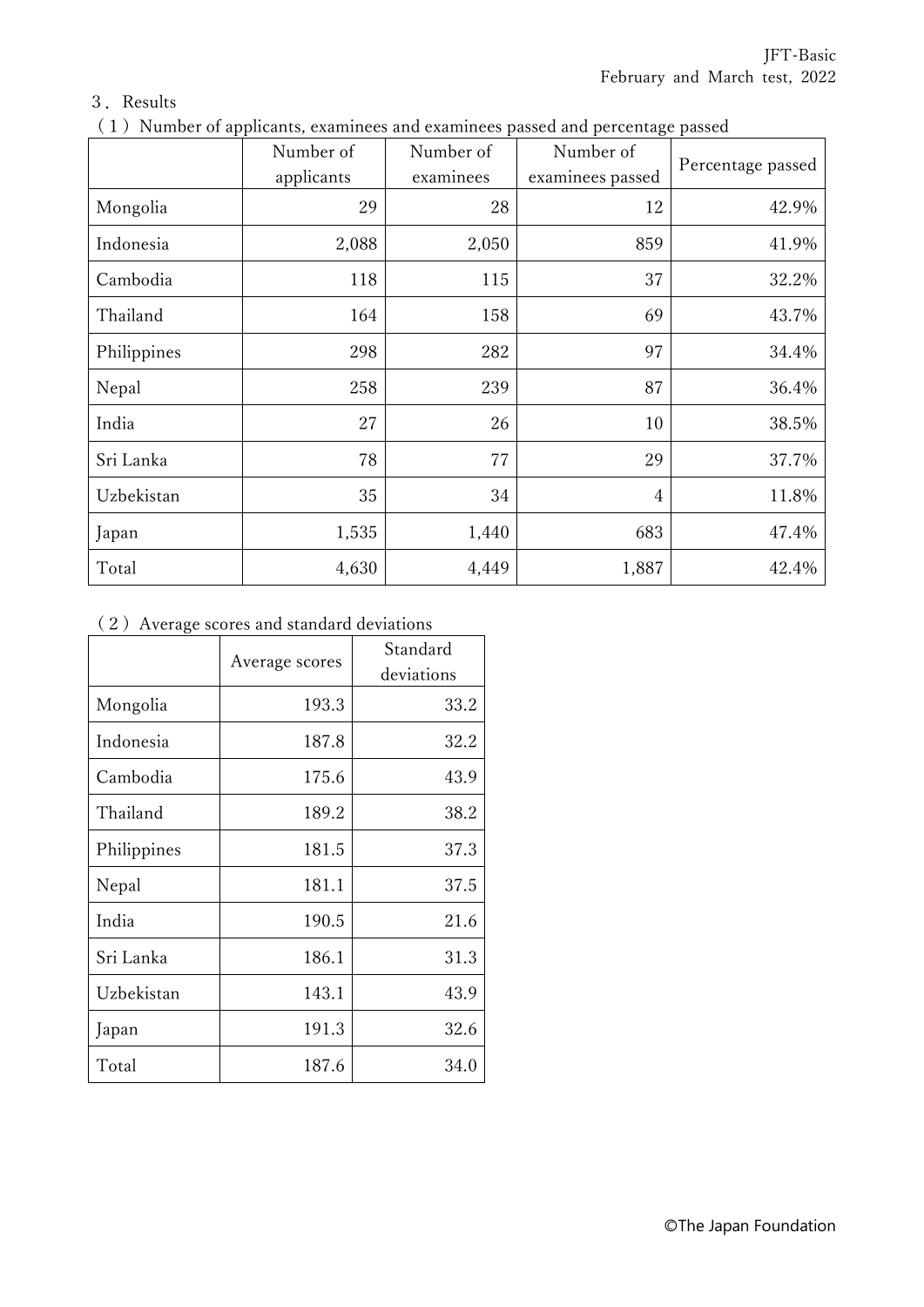## 3．Results

（1）Number of applicants, examinees and examinees passed and percentage passed

| | Number of applicants | Number of examinees | Number of examinees passed | Percentage passed |
|---|---|---|---|---|
| Mongolia | 29 | 28 | 12 | 42.9% |
| Indonesia | 2,088 | 2,050 | 859 | 41.9% |
| Cambodia | 118 | 115 | 37 | 32.2% |
| Thailand | 164 | 158 | 69 | 43.7% |
| Philippines | 298 | 282 | 97 | 34.4% |
| Nepal | 258 | 239 | 87 | 36.4% |
| India | 27 | 26 | 10 | 38.5% |
| Sri Lanka | 78 | 77 | 29 | 37.7% |
| Uzbekistan | 35 | 34 | 4 | 11.8% |
| Japan | 1,535 | 1,440 | 683 | 47.4% |
| Total | 4,630 | 4,449 | 1,887 | 42.4% |

（2）Average scores and standard deviations

| | Average scores | Standard deviations |
|---|---|---|
| Mongolia | 193.3 | 33.2 |
| Indonesia | 187.8 | 32.2 |
| Cambodia | 175.6 | 43.9 |
| Thailand | 189.2 | 38.2 |
| Philippines | 181.5 | 37.3 |
| Nepal | 181.1 | 37.5 |
| India | 190.5 | 21.6 |
| Sri Lanka | 186.1 | 31.3 |
| Uzbekistan | 143.1 | 43.9 |
| Japan | 191.3 | 32.6 |
| Total | 187.6 | 34.0 |